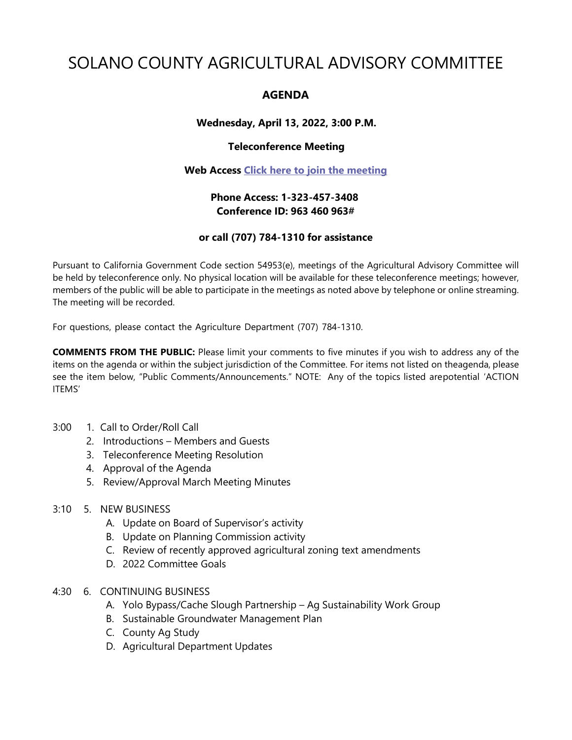# SOLANO COUNTY AGRICULTURAL ADVISORY COMMITTEE

**AGENDA**

**Wednesday, April 13, 2022, 3:00 P.M.**

**Teleconference Meeting**

**Web Access [Click here to join the meeting]()**

**Phone Access: 1-323-457-3408**
**Conference ID: 963 460 963#**

**or call (707) 784-1310 for assistance**

Pursuant to California Government Code section 54953(e), meetings of the Agricultural Advisory Committee will be held by teleconference only. No physical location will be available for these teleconference meetings; however, members of the public will be able to participate in the meetings as noted above by telephone or online streaming. The meeting will be recorded.

For questions, please contact the Agriculture Department (707) 784-1310.

**COMMENTS FROM THE PUBLIC:** Please limit your comments to five minutes if you wish to address any of the items on the agenda or within the subject jurisdiction of the Committee. For items not listed on theagenda, please see the item below, "Public Comments/Announcements." NOTE: Any of the topics listed arepotential 'ACTION ITEMS'

3:00 1. Call to Order/Roll Call
2. Introductions – Members and Guests
3. Teleconference Meeting Resolution
4. Approval of the Agenda
5. Review/Approval March Meeting Minutes

3:10 5. NEW BUSINESS
- A. Update on Board of Supervisor's activity
- B. Update on Planning Commission activity
- C. Review of recently approved agricultural zoning text amendments
- D. 2022 Committee Goals

4:30 6. CONTINUING BUSINESS
- A. Yolo Bypass/Cache Slough Partnership – Ag Sustainability Work Group
- B. Sustainable Groundwater Management Plan
- C. County Ag Study
- D. Agricultural Department Updates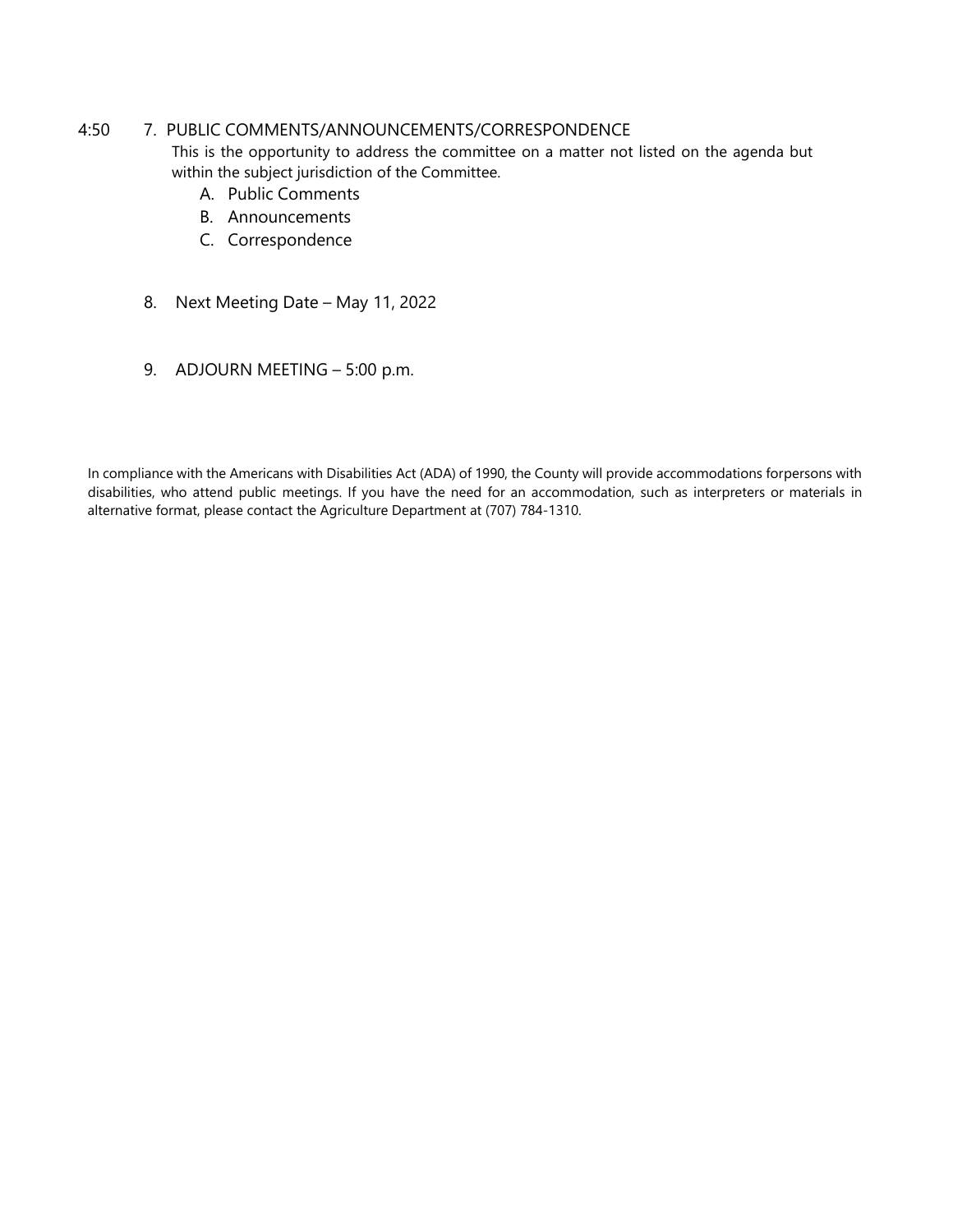4:50 7. PUBLIC COMMENTS/ANNOUNCEMENTS/CORRESPONDENCE

This is the opportunity to address the committee on a matter not listed on the agenda but within the subject jurisdiction of the Committee.

A. Public Comments
B. Announcements
C. Correspondence

8. Next Meeting Date – May 11, 2022

9. ADJOURN MEETING – 5:00 p.m.

In compliance with the Americans with Disabilities Act (ADA) of 1990, the County will provide accommodations forpersons with disabilities, who attend public meetings. If you have the need for an accommodation, such as interpreters or materials in alternative format, please contact the Agriculture Department at (707) 784-1310.